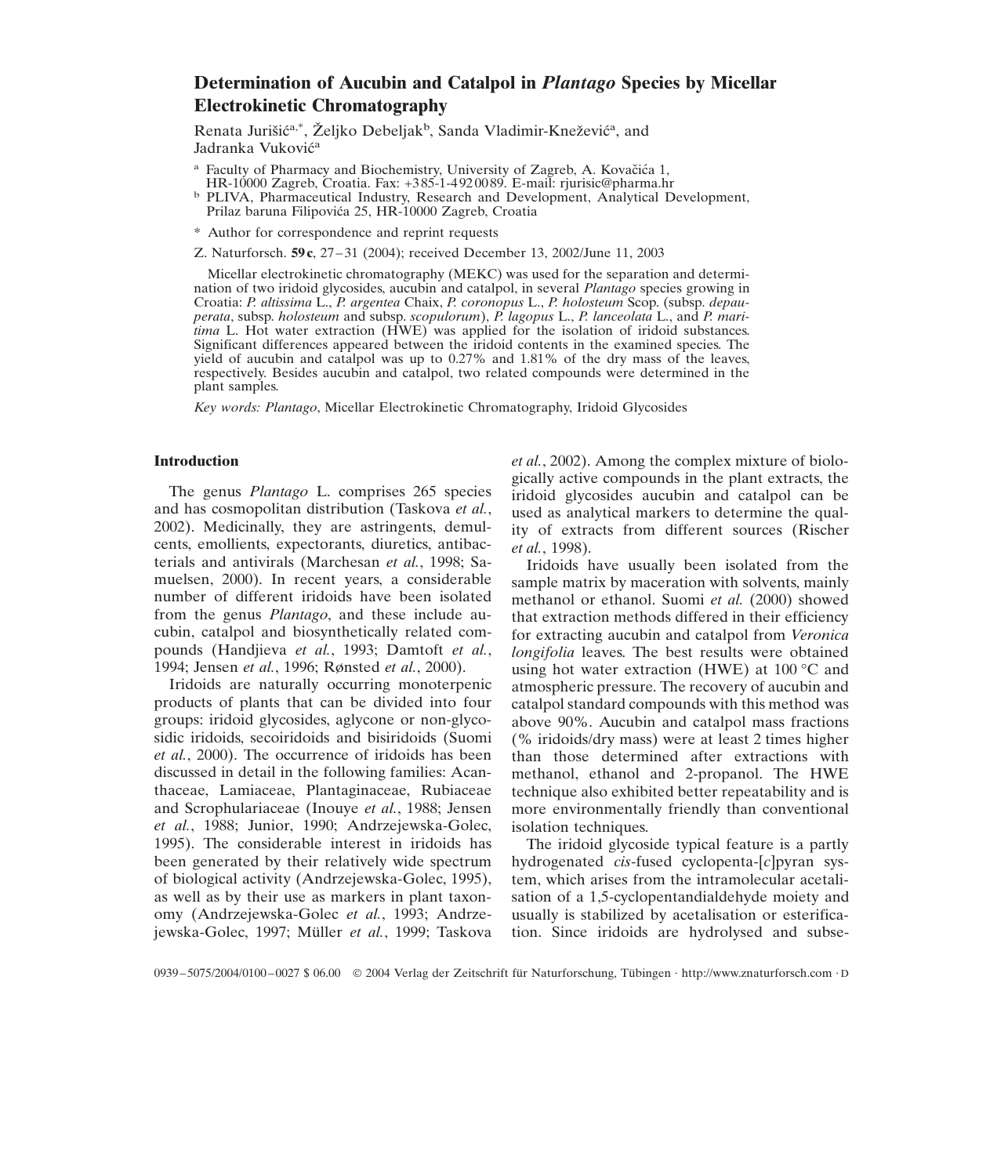# Determination of Aucubin and Catalpol in *Plantago* Species by Micellar Electrokinetic Chromatography

Renata Jurišić[a,*], Željko Debeljak[b], Sanda Vladimir-Knežević[a], and Jadranka Vuković[a]

[a] Faculty of Pharmacy and Biochemistry, University of Zagreb, A. Kovačića 1, HR-10000 Zagreb, Croatia. Fax: +385-1-4920089. E-mail: rjurisic@pharma.hr

[b] PLIVA, Pharmaceutical Industry, Research and Development, Analytical Development, Prilaz baruna Filipovića 25, HR-10000 Zagreb, Croatia

\* Author for correspondence and reprint requests

Z. Naturforsch. **59 c**, 27–31 (2004); received December 13, 2002/June 11, 2003

Micellar electrokinetic chromatography (MEKC) was used for the separation and determination of two iridoid glycosides, aucubin and catalpol, in several *Plantago* species growing in Croatia: *P. altissima* L., *P. argentea* Chaix, *P. coronopus* L., *P. holosteum* Scop. (subsp. *depauperata*, subsp. *holosteum* and subsp. *scopulorum*), *P. lagopus* L., *P. lanceolata* L., and *P. maritima* L. Hot water extraction (HWE) was applied for the isolation of iridoid substances. Significant differences appeared between the iridoid contents in the examined species. The yield of aucubin and catalpol was up to 0.27% and 1.81% of the dry mass of the leaves, respectively. Besides aucubin and catalpol, two related compounds were determined in the plant samples.

*Key words: Plantago*, Micellar Electrokinetic Chromatography, Iridoid Glycosides

## Introduction

The genus *Plantago* L. comprises 265 species and has cosmopolitan distribution (Taskova *et al.*, 2002). Medicinally, they are astringents, demulcents, emollients, expectorants, diuretics, antibacterials and antivirals (Marchesan *et al.*, 1998; Samuelsen, 2000). In recent years, a considerable number of different iridoids have been isolated from the genus *Plantago*, and these include aucubin, catalpol and biosynthetically related compounds (Handjieva *et al.*, 1993; Damtoft *et al.*, 1994; Jensen *et al.*, 1996; Rønsted *et al.*, 2000).

Iridoids are naturally occurring monoterpenic products of plants that can be divided into four groups: iridoid glycosides, aglycone or non-glycosidic iridoids, secoiridoids and bisiridoids (Suomi *et al.*, 2000). The occurrence of iridoids has been discussed in detail in the following families: Acanthaceae, Lamiaceae, Plantaginaceae, Rubiaceae and Scrophulariaceae (Inouye *et al.*, 1988; Jensen *et al.*, 1988; Junior, 1990; Andrzejewska-Golec, 1995). The considerable interest in iridoids has been generated by their relatively wide spectrum of biological activity (Andrzejewska-Golec, 1995), as well as by their use as markers in plant taxonomy (Andrzejewska-Golec *et al.*, 1993; Andrzejewska-Golec, 1997; Müller *et al.*, 1999; Taskova *et al.*, 2002). Among the complex mixture of biologically active compounds in the plant extracts, the iridoid glycosides aucubin and catalpol can be used as analytical markers to determine the quality of extracts from different sources (Rischer *et al.*, 1998).

Iridoids have usually been isolated from the sample matrix by maceration with solvents, mainly methanol or ethanol. Suomi *et al.* (2000) showed that extraction methods differed in their efficiency for extracting aucubin and catalpol from *Veronica longifolia* leaves. The best results were obtained using hot water extraction (HWE) at 100 °C and atmospheric pressure. The recovery of aucubin and catalpol standard compounds with this method was above 90%. Aucubin and catalpol mass fractions (% iridoids/dry mass) were at least 2 times higher than those determined after extractions with methanol, ethanol and 2-propanol. The HWE technique also exhibited better repeatability and is more environmentally friendly than conventional isolation techniques.

The iridoid glycoside typical feature is a partly hydrogenated *cis*-fused cyclopenta-[*c*]pyran system, which arises from the intramolecular acetalisation of a 1,5-cyclopentandialdehyde moiety and usually is stabilized by acetalisation or esterification. Since iridoids are hydrolysed and subse-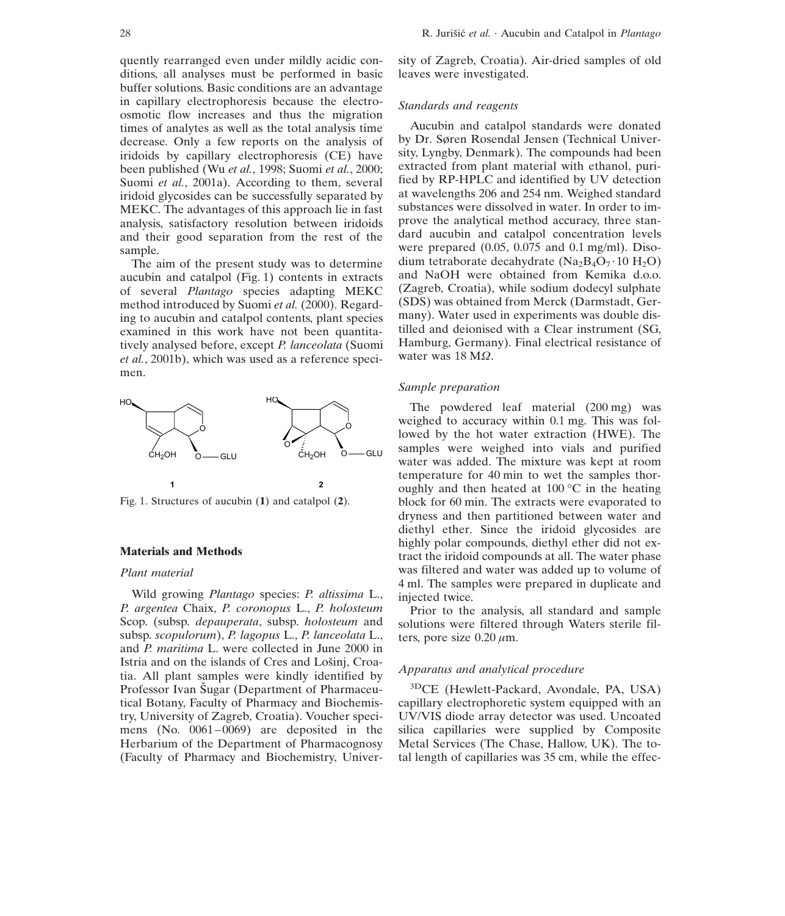quently rearranged even under mildly acidic conditions, all analyses must be performed in basic buffer solutions. Basic conditions are an advantage in capillary electrophoresis because the electroosmotic flow increases and thus the migration times of analytes as well as the total analysis time decrease. Only a few reports on the analysis of iridoids by capillary electrophoresis (CE) have been published (Wu *et al.*, 1998; Suomi *et al.*, 2000; Suomi *et al.*, 2001a). According to them, several iridoid glycosides can be successfully separated by MEKC. The advantages of this approach lie in fast analysis, satisfactory resolution between iridoids and their good separation from the rest of the sample.

The aim of the present study was to determine aucubin and catalpol (Fig. 1) contents in extracts of several *Plantago* species adapting MEKC method introduced by Suomi *et al.* (2000). Regarding to aucubin and catalpol contents, plant species examined in this work have not been quantitatively analysed before, except *P. lanceolata* (Suomi *et al.*, 2001b), which was used as a reference specimen.

Fig. 1. Structures of aucubin (**1**) and catalpol (**2**).

## Materials and Methods

### Plant material

Wild growing *Plantago* species: *P. altissima* L., *P. argentea* Chaix, *P. coronopus* L., *P. holosteum* Scop. (subsp. *depauperata*, subsp. *holosteum* and subsp. *scopulorum*), *P. lagopus* L., *P. lanceolata* L., and *P. maritima* L. were collected in June 2000 in Istria and on the islands of Cres and Lošinj, Croatia. All plant samples were kindly identified by Professor Ivan Šugar (Department of Pharmaceutical Botany, Faculty of Pharmacy and Biochemistry, University of Zagreb, Croatia). Voucher specimens (No. 0061–0069) are deposited in the Herbarium of the Department of Pharmacognosy (Faculty of Pharmacy and Biochemistry, University of Zagreb, Croatia). Air-dried samples of old leaves were investigated.

### Standards and reagents

Aucubin and catalpol standards were donated by Dr. Søren Rosendal Jensen (Technical University, Lyngby, Denmark). The compounds had been extracted from plant material with ethanol, purified by RP-HPLC and identified by UV detection at wavelengths 206 and 254 nm. Weighed standard substances were dissolved in water. In order to improve the analytical method accuracy, three standard aucubin and catalpol concentration levels were prepared (0.05, 0.075 and 0.1 mg/ml). Disodium tetraborate decahydrate ($Na_2B_4O_7 \cdot 10\ H_2O$) and NaOH were obtained from Kemika d.o.o. (Zagreb, Croatia), while sodium dodecyl sulphate (SDS) was obtained from Merck (Darmstadt, Germany). Water used in experiments was double distilled and deionised with a Clear instrument (SG, Hamburg, Germany). Final electrical resistance of water was 18 M$\Omega$.

### Sample preparation

The powdered leaf material (200 mg) was weighed to accuracy within 0.1 mg. This was followed by the hot water extraction (HWE). The samples were weighed into vials and purified water was added. The mixture was kept at room temperature for 40 min to wet the samples thoroughly and then heated at 100 °C in the heating block for 60 min. The extracts were evaporated to dryness and then partitioned between water and diethyl ether. Since the iridoid glycosides are highly polar compounds, diethyl ether did not extract the iridoid compounds at all. The water phase was filtered and water was added up to volume of 4 ml. The samples were prepared in duplicate and injected twice.

Prior to the analysis, all standard and sample solutions were filtered through Waters sterile filters, pore size 0.20 $\mu$m.

### Apparatus and analytical procedure

$^{3D}$CE (Hewlett-Packard, Avondale, PA, USA) capillary electrophoretic system equipped with an UV/VIS diode array detector was used. Uncoated silica capillaries were supplied by Composite Metal Services (The Chase, Hallow, UK). The total length of capillaries was 35 cm, while the effec-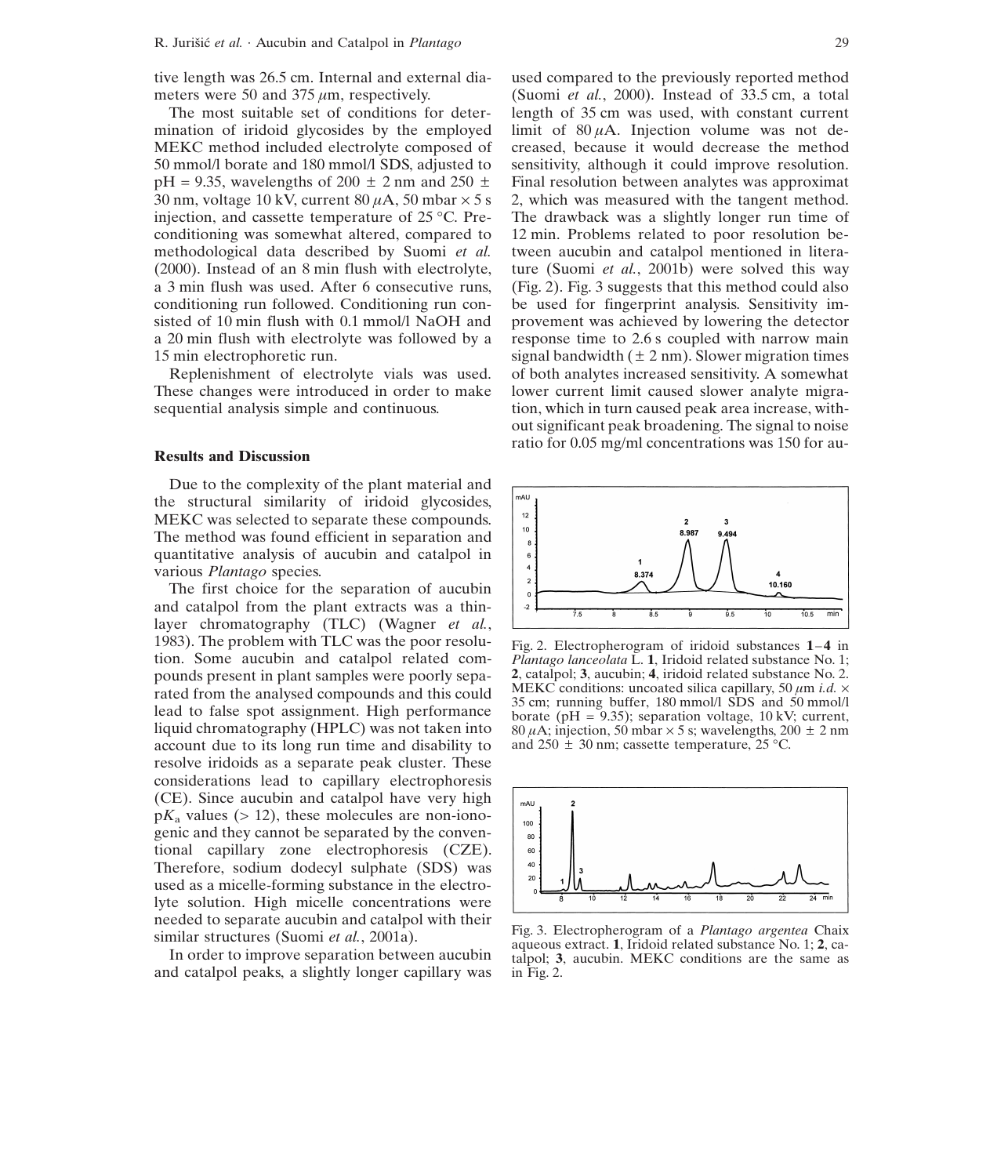tive length was 26.5 cm. Internal and external diameters were 50 and 375 $\mu$m, respectively.

The most suitable set of conditions for determination of iridoid glycosides by the employed MEKC method included electrolyte composed of 50 mmol/l borate and 180 mmol/l SDS, adjusted to pH = 9.35, wavelengths of 200 ± 2 nm and 250 ± 30 nm, voltage 10 kV, current 80 $\mu$A, 50 mbar × 5 s injection, and cassette temperature of 25 °C. Preconditioning was somewhat altered, compared to methodological data described by Suomi *et al.* (2000). Instead of an 8 min flush with electrolyte, a 3 min flush was used. After 6 consecutive runs, conditioning run followed. Conditioning run consisted of 10 min flush with 0.1 mmol/l NaOH and a 20 min flush with electrolyte was followed by a 15 min electrophoretic run.

Replenishment of electrolyte vials was used. These changes were introduced in order to make sequential analysis simple and continuous.

## Results and Discussion

Due to the complexity of the plant material and the structural similarity of iridoid glycosides, MEKC was selected to separate these compounds. The method was found efficient in separation and quantitative analysis of aucubin and catalpol in various *Plantago* species.

The first choice for the separation of aucubin and catalpol from the plant extracts was a thin-layer chromatography (TLC) (Wagner *et al.*, 1983). The problem with TLC was the poor resolution. Some aucubin and catalpol related compounds present in plant samples were poorly separated from the analysed compounds and this could lead to false spot assignment. High performance liquid chromatography (HPLC) was not taken into account due to its long run time and disability to resolve iridoids as a separate peak cluster. These considerations lead to capillary electrophoresis (CE). Since aucubin and catalpol have very high $pK_a$ values (> 12), these molecules are non-ionogenic and they cannot be separated by the conventional capillary zone electrophoresis (CZE). Therefore, sodium dodecyl sulphate (SDS) was used as a micelle-forming substance in the electrolyte solution. High micelle concentrations were needed to separate aucubin and catalpol with their similar structures (Suomi *et al.*, 2001a).

In order to improve separation between aucubin and catalpol peaks, a slightly longer capillary was used compared to the previously reported method (Suomi *et al.*, 2000). Instead of 33.5 cm, a total length of 35 cm was used, with constant current limit of 80 $\mu$A. Injection volume was not decreased, because it would decrease the method sensitivity, although it could improve resolution. Final resolution between analytes was approximat 2, which was measured with the tangent method. The drawback was a slightly longer run time of 12 min. Problems related to poor resolution between aucubin and catalpol mentioned in literature (Suomi *et al.*, 2001b) were solved this way (Fig. 2). Fig. 3 suggests that this method could also be used for fingerprint analysis. Sensitivity improvement was achieved by lowering the detector response time to 2.6 s coupled with narrow main signal bandwidth (± 2 nm). Slower migration times of both analytes increased sensitivity. A somewhat lower current limit caused slower analyte migration, which in turn caused peak area increase, without significant peak broadening. The signal to noise ratio for 0.05 mg/ml concentrations was 150 for au-

Fig. 2. Electropherogram of iridoid substances **1**–**4** in *Plantago lanceolata* L. **1**, Iridoid related substance No. 1; **2**, catalpol; **3**, aucubin; **4**, iridoid related substance No. 2. MEKC conditions: uncoated silica capillary, 50 $\mu$m *i.d.* × 35 cm; running buffer, 180 mmol/l SDS and 50 mmol/l borate (pH = 9.35); separation voltage, 10 kV; current, 80 $\mu$A; injection, 50 mbar × 5 s; wavelengths, 200 ± 2 nm and 250 ± 30 nm; cassette temperature, 25 °C.

Fig. 3. Electropherogram of a *Plantago argentea* Chaix aqueous extract. **1**, Iridoid related substance No. 1; **2**, catalpol; **3**, aucubin. MEKC conditions are the same as in Fig. 2.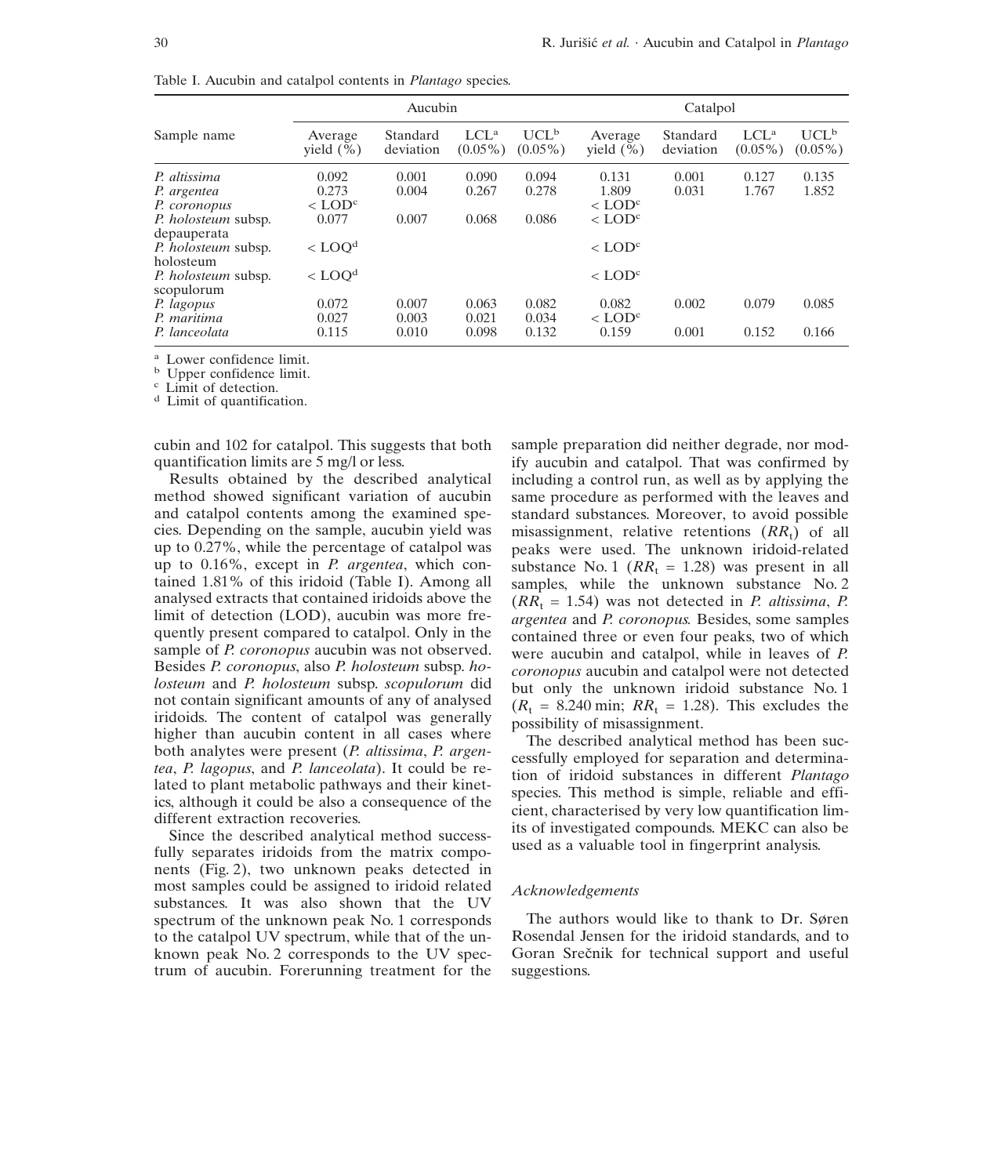Table I. Aucubin and catalpol contents in *Plantago* species.

| Sample name | Aucubin | | | | Catalpol | | | |
|---|---|---|---|---|---|---|---|---|
| | Average yield (%) | Standard deviation | LCL[a] (0.05%) | UCL[b] (0.05%) | Average yield (%) | Standard deviation | LCL[a] (0.05%) | UCL[b] (0.05%) |
| *P. altissima* | 0.092 | 0.001 | 0.090 | 0.094 | 0.131 | 0.001 | 0.127 | 0.135 |
| *P. argentea* | 0.273 | 0.004 | 0.267 | 0.278 | 1.809 | 0.031 | 1.767 | 1.852 |
| *P. coronopus* | < LOD[c] | | | | < LOD[c] | | | |
| *P. holosteum* subsp. depauperata | 0.077 | 0.007 | 0.068 | 0.086 | < LOD[c] | | | |
| *P. holosteum* subsp. holosteum | < LOQ[d] | | | | < LOD[c] | | | |
| *P. holosteum* subsp. scopulorum | < LOQ[d] | | | | < LOD[c] | | | |
| *P. lagopus* | 0.072 | 0.007 | 0.063 | 0.082 | 0.082 | 0.002 | 0.079 | 0.085 |
| *P. maritima* | 0.027 | 0.003 | 0.021 | 0.034 | < LOD[c] | | | |
| *P. lanceolata* | 0.115 | 0.010 | 0.098 | 0.132 | 0.159 | 0.001 | 0.152 | 0.166 |

[a] Lower confidence limit.
[b] Upper confidence limit.
[c] Limit of detection.
[d] Limit of quantification.

cubin and 102 for catalpol. This suggests that both quantification limits are 5 mg/l or less.

Results obtained by the described analytical method showed significant variation of aucubin and catalpol contents among the examined species. Depending on the sample, aucubin yield was up to 0.27%, while the percentage of catalpol was up to 0.16%, except in *P. argentea*, which contained 1.81% of this iridoid (Table I). Among all analysed extracts that contained iridoids above the limit of detection (LOD), aucubin was more frequently present compared to catalpol. Only in the sample of *P. coronopus* aucubin was not observed. Besides *P. coronopus*, also *P. holosteum* subsp. *holosteum* and *P. holosteum* subsp. *scopulorum* did not contain significant amounts of any of analysed iridoids. The content of catalpol was generally higher than aucubin content in all cases where both analytes were present (*P. altissima*, *P. argentea*, *P. lagopus*, and *P. lanceolata*). It could be related to plant metabolic pathways and their kinetics, although it could be also a consequence of the different extraction recoveries.

Since the described analytical method successfully separates iridoids from the matrix components (Fig. 2), two unknown peaks detected in most samples could be assigned to iridoid related substances. It was also shown that the UV spectrum of the unknown peak No. 1 corresponds to the catalpol UV spectrum, while that of the unknown peak No. 2 corresponds to the UV spectrum of aucubin. Forerunning treatment for the sample preparation did neither degrade, nor modify aucubin and catalpol. That was confirmed by including a control run, as well as by applying the same procedure as performed with the leaves and standard substances. Moreover, to avoid possible misassignment, relative retentions ($RR_t$) of all peaks were used. The unknown iridoid-related substance No. 1 ($RR_t$ = 1.28) was present in all samples, while the unknown substance No. 2 ($RR_t$ = 1.54) was not detected in *P. altissima*, *P. argentea* and *P. coronopus.* Besides, some samples contained three or even four peaks, two of which were aucubin and catalpol, while in leaves of *P. coronopus* aucubin and catalpol were not detected but only the unknown iridoid substance No. 1 ($R_t$ = 8.240 min; $RR_t$ = 1.28). This excludes the possibility of misassignment.

The described analytical method has been successfully employed for separation and determination of iridoid substances in different *Plantago* species. This method is simple, reliable and efficient, characterised by very low quantification limits of investigated compounds. MEKC can also be used as a valuable tool in fingerprint analysis.

### *Acknowledgements*

The authors would like to thank to Dr. Søren Rosendal Jensen for the iridoid standards, and to Goran Srečnik for technical support and useful suggestions.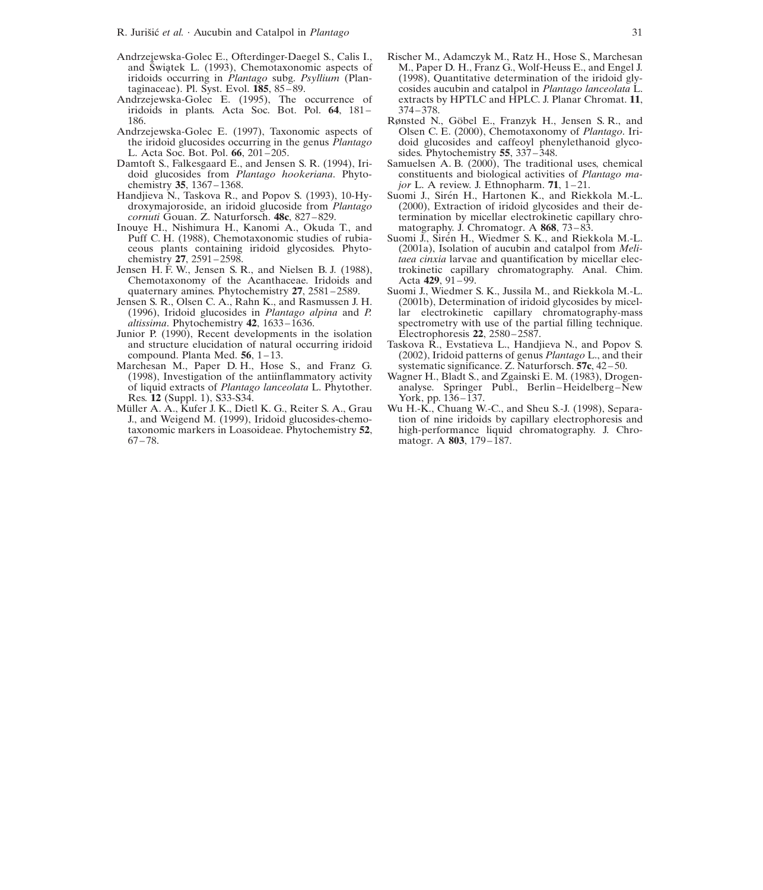Andrzejewska-Golec E., Ofterdinger-Daegel S., Calis I., and Świątek L. (1993), Chemotaxonomic aspects of iridoids occurring in *Plantago* subg. *Psyllium* (Plantaginaceae). Pl. Syst. Evol. **185**, 85–89.

Andrzejewska-Golec E. (1995), The occurrence of iridoids in plants. Acta Soc. Bot. Pol. **64**, 181–186.

Andrzejewska-Golec E. (1997), Taxonomic aspects of the iridoid glucosides occurring in the genus *Plantago* L. Acta Soc. Bot. Pol. **66**, 201–205.

Damtoft S., Falkesgaard E., and Jensen S. R. (1994), Iridoid glucosides from *Plantago hookeriana*. Phytochemistry **35**, 1367–1368.

Handjieva N., Taskova R., and Popov S. (1993), 10-Hydroxymajoroside, an iridoid glucoside from *Plantago cornuti* Gouan. Z. Naturforsch. **48c**, 827–829.

Inouye H., Nishimura H., Kanomi A., Okuda T., and Puff C. H. (1988), Chemotaxonomic studies of rubiaceous plants containing iridoid glycosides. Phytochemistry **27**, 2591–2598.

Jensen H. F. W., Jensen S. R., and Nielsen B. J. (1988), Chemotaxonomy of the Acanthaceae. Iridoids and quaternary amines. Phytochemistry **27**, 2581–2589.

Jensen S. R., Olsen C. A., Rahn K., and Rasmussen J. H. (1996), Iridoid glucosides in *Plantago alpina* and *P. altissima*. Phytochemistry **42**, 1633–1636.

Junior P. (1990), Recent developments in the isolation and structure elucidation of natural occurring iridoid compound. Planta Med. **56**, 1–13.

Marchesan M., Paper D. H., Hose S., and Franz G. (1998), Investigation of the antiinflammatory activity of liquid extracts of *Plantago lanceolata* L. Phytother. Res. **12** (Suppl. 1), S33-S34.

Müller A. A., Kufer J. K., Dietl K. G., Reiter S. A., Grau J., and Weigend M. (1999), Iridoid glucosides-chemotaxonomic markers in Loasoideae. Phytochemistry **52**, 67–78.

Rischer M., Adamczyk M., Ratz H., Hose S., Marchesan M., Paper D. H., Franz G., Wolf-Heuss E., and Engel J. (1998), Quantitative determination of the iridoid glycosides aucubin and catalpol in *Plantago lanceolata* L. extracts by HPTLC and HPLC. J. Planar Chromat. **11**, 374–378.

Rønsted N., Göbel E., Franzyk H., Jensen S. R., and Olsen C. E. (2000), Chemotaxonomy of *Plantago*. Iridoid glucosides and caffeoyl phenylethanoid glycosides. Phytochemistry **55**, 337–348.

Samuelsen A. B. (2000), The traditional uses, chemical constituents and biological activities of *Plantago major* L. A review. J. Ethnopharm. **71**, 1–21.

Suomi J., Sirén H., Hartonen K., and Riekkola M.-L. (2000), Extraction of iridoid glycosides and their determination by micellar electrokinetic capillary chromatography. J. Chromatogr. A **868**, 73–83.

Suomi J., Sirén H., Wiedmer S. K., and Riekkola M.-L. (2001a), Isolation of aucubin and catalpol from *Melitaea cinxia* larvae and quantification by micellar electrokinetic capillary chromatography. Anal. Chim. Acta **429**, 91–99.

Suomi J., Wiedmer S. K., Jussila M., and Riekkola M.-L. (2001b), Determination of iridoid glycosides by micellar electrokinetic capillary chromatography-mass spectrometry with use of the partial filling technique. Electrophoresis **22**, 2580–2587.

Taskova R., Evstatieva L., Handjieva N., and Popov S. (2002), Iridoid patterns of genus *Plantago* L., and their systematic significance. Z. Naturforsch. **57c**, 42–50.

Wagner H., Bladt S., and Zgainski E. M. (1983), Drogenanalyse. Springer Publ., Berlin–Heidelberg–New York, pp. 136–137.

Wu H.-K., Chuang W.-C., and Sheu S.-J. (1998), Separation of nine iridoids by capillary electrophoresis and high-performance liquid chromatography. J. Chromatogr. A **803**, 179–187.